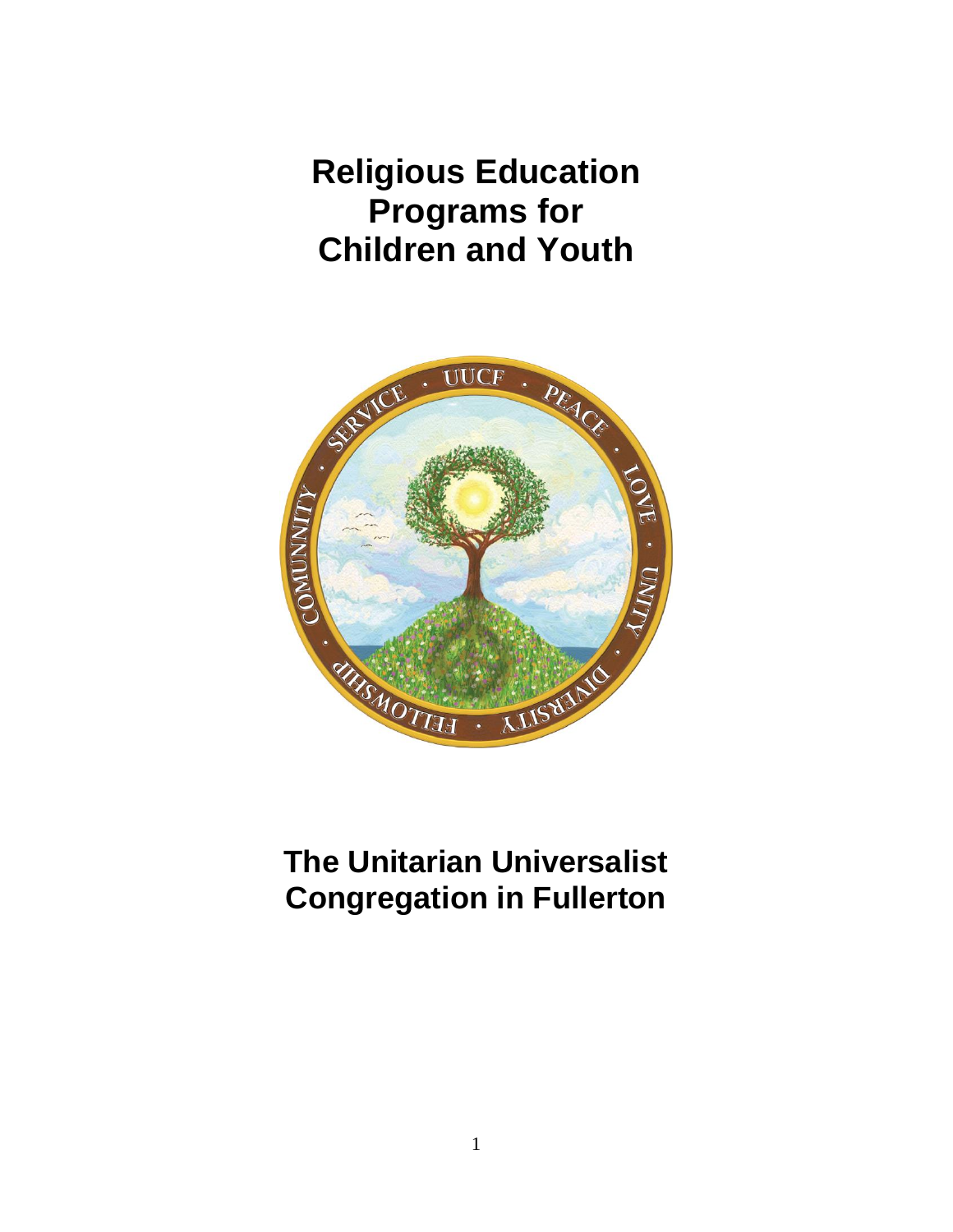# Religious Education Programs for Children and Youth

# The Unitarian Universalist Congregation in Fullerton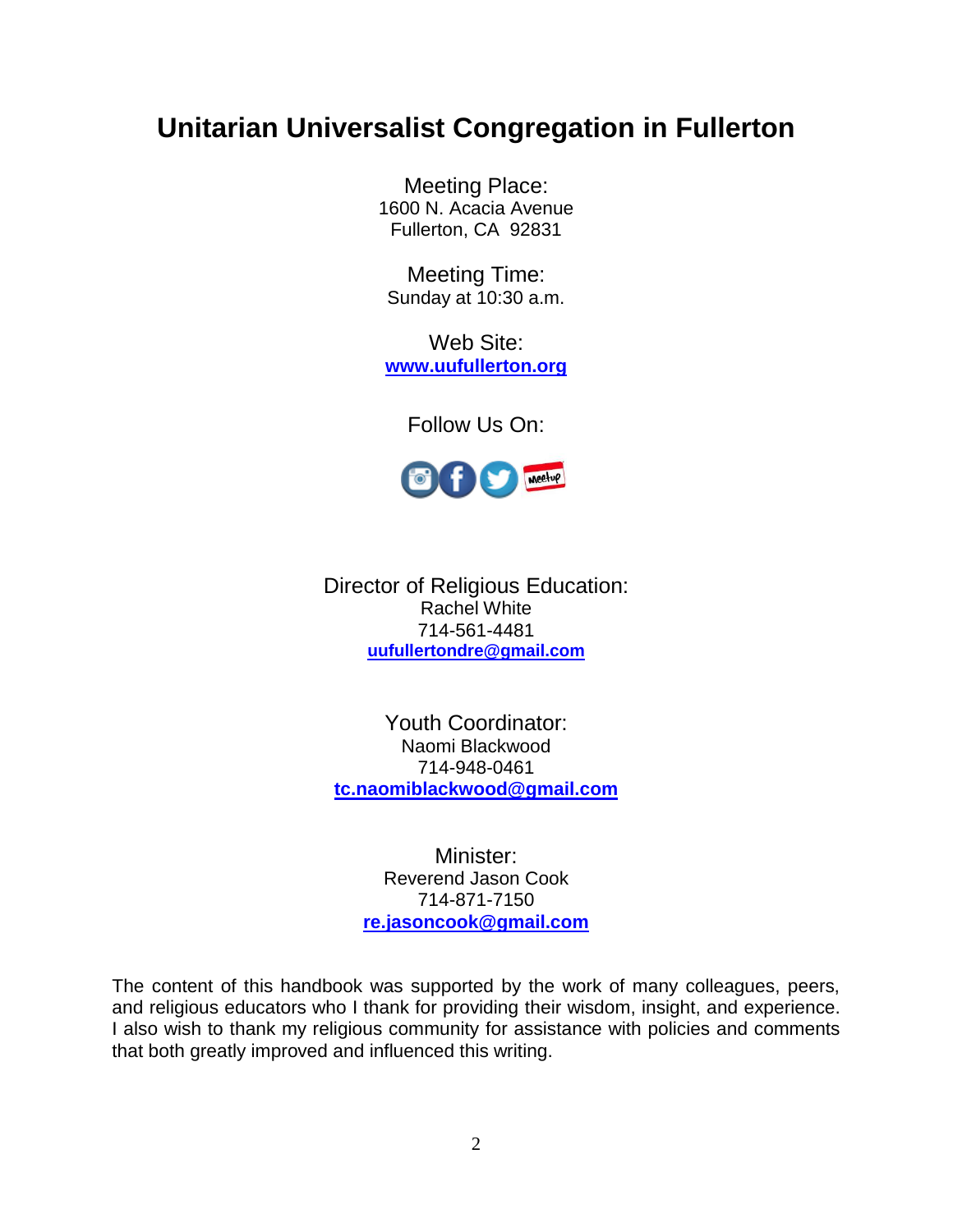# Unitarian Universalist Congregation in Fullerton

Meeting Place:
1600 N. Acacia Avenue
Fullerton, CA 92831

Meeting Time:
Sunday at 10:30 a.m.

Web Site:
**www.uufullerton.org**

Follow Us On:

Director of Religious Education:
Rachel White
714-561-4481
**uufullertondre@gmail.com**

Youth Coordinator:
Naomi Blackwood
714-948-0461
**tc.naomiblackwood@gmail.com**

Minister:
Reverend Jason Cook
714-871-7150
**re.jasoncook@gmail.com**

The content of this handbook was supported by the work of many colleagues, peers, and religious educators who I thank for providing their wisdom, insight, and experience. I also wish to thank my religious community for assistance with policies and comments that both greatly improved and influenced this writing.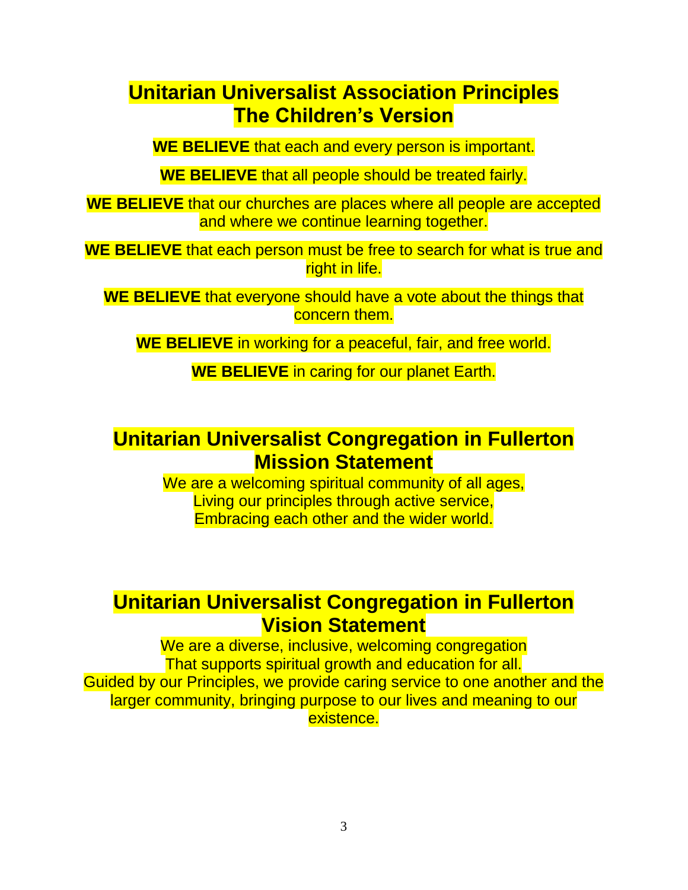## Unitarian Universalist Association Principles
## The Children's Version

**WE BELIEVE** that each and every person is important.

**WE BELIEVE** that all people should be treated fairly.

**WE BELIEVE** that our churches are places where all people are accepted and where we continue learning together.

**WE BELIEVE** that each person must be free to search for what is true and right in life.

**WE BELIEVE** that everyone should have a vote about the things that concern them.

**WE BELIEVE** in working for a peaceful, fair, and free world.

**WE BELIEVE** in caring for our planet Earth.

## Unitarian Universalist Congregation in Fullerton
## Mission Statement

We are a welcoming spiritual community of all ages,
Living our principles through active service,
Embracing each other and the wider world.

## Unitarian Universalist Congregation in Fullerton
## Vision Statement

We are a diverse, inclusive, welcoming congregation
That supports spiritual growth and education for all.
Guided by our Principles, we provide caring service to one another and the larger community, bringing purpose to our lives and meaning to our existence.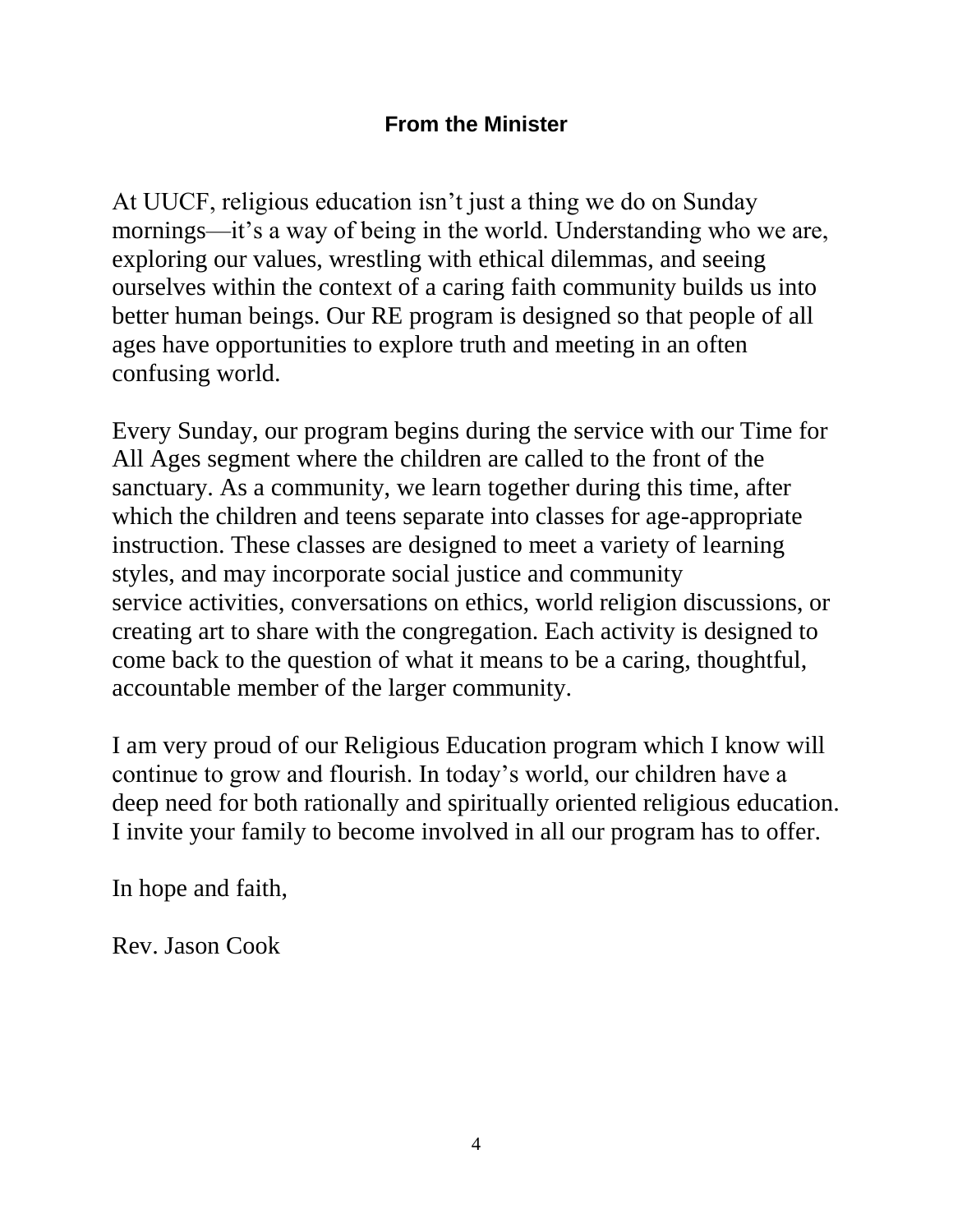## From the Minister

At UUCF, religious education isn't just a thing we do on Sunday mornings—it's a way of being in the world. Understanding who we are, exploring our values, wrestling with ethical dilemmas, and seeing ourselves within the context of a caring faith community builds us into better human beings. Our RE program is designed so that people of all ages have opportunities to explore truth and meeting in an often confusing world.

Every Sunday, our program begins during the service with our Time for All Ages segment where the children are called to the front of the sanctuary. As a community, we learn together during this time, after which the children and teens separate into classes for age-appropriate instruction. These classes are designed to meet a variety of learning styles, and may incorporate social justice and community service activities, conversations on ethics, world religion discussions, or creating art to share with the congregation. Each activity is designed to come back to the question of what it means to be a caring, thoughtful, accountable member of the larger community.

I am very proud of our Religious Education program which I know will continue to grow and flourish. In today's world, our children have a deep need for both rationally and spiritually oriented religious education. I invite your family to become involved in all our program has to offer.

In hope and faith,

Rev. Jason Cook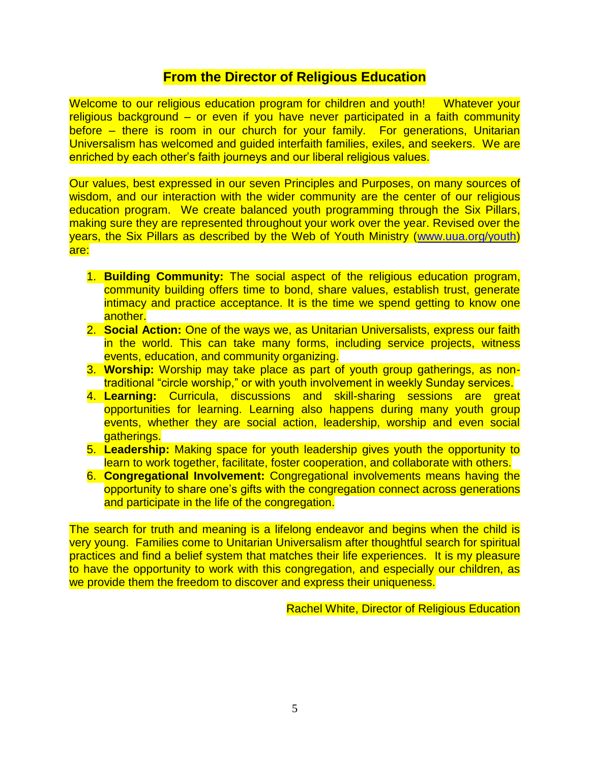## From the Director of Religious Education

Welcome to our religious education program for children and youth! Whatever your religious background – or even if you have never participated in a faith community before – there is room in our church for your family. For generations, Unitarian Universalism has welcomed and guided interfaith families, exiles, and seekers. We are enriched by each other's faith journeys and our liberal religious values.

Our values, best expressed in our seven Principles and Purposes, on many sources of wisdom, and our interaction with the wider community are the center of our religious education program. We create balanced youth programming through the Six Pillars, making sure they are represented throughout your work over the year. Revised over the years, the Six Pillars as described by the Web of Youth Ministry (www.uua.org/youth) are:

1. **Building Community:** The social aspect of the religious education program, community building offers time to bond, share values, establish trust, generate intimacy and practice acceptance. It is the time we spend getting to know one another.
2. **Social Action:** One of the ways we, as Unitarian Universalists, express our faith in the world. This can take many forms, including service projects, witness events, education, and community organizing.
3. **Worship:** Worship may take place as part of youth group gatherings, as non-traditional "circle worship," or with youth involvement in weekly Sunday services.
4. **Learning:** Curricula, discussions and skill-sharing sessions are great opportunities for learning. Learning also happens during many youth group events, whether they are social action, leadership, worship and even social gatherings.
5. **Leadership:** Making space for youth leadership gives youth the opportunity to learn to work together, facilitate, foster cooperation, and collaborate with others.
6. **Congregational Involvement:** Congregational involvements means having the opportunity to share one's gifts with the congregation connect across generations and participate in the life of the congregation.

The search for truth and meaning is a lifelong endeavor and begins when the child is very young. Families come to Unitarian Universalism after thoughtful search for spiritual practices and find a belief system that matches their life experiences. It is my pleasure to have the opportunity to work with this congregation, and especially our children, as we provide them the freedom to discover and express their uniqueness.

Rachel White, Director of Religious Education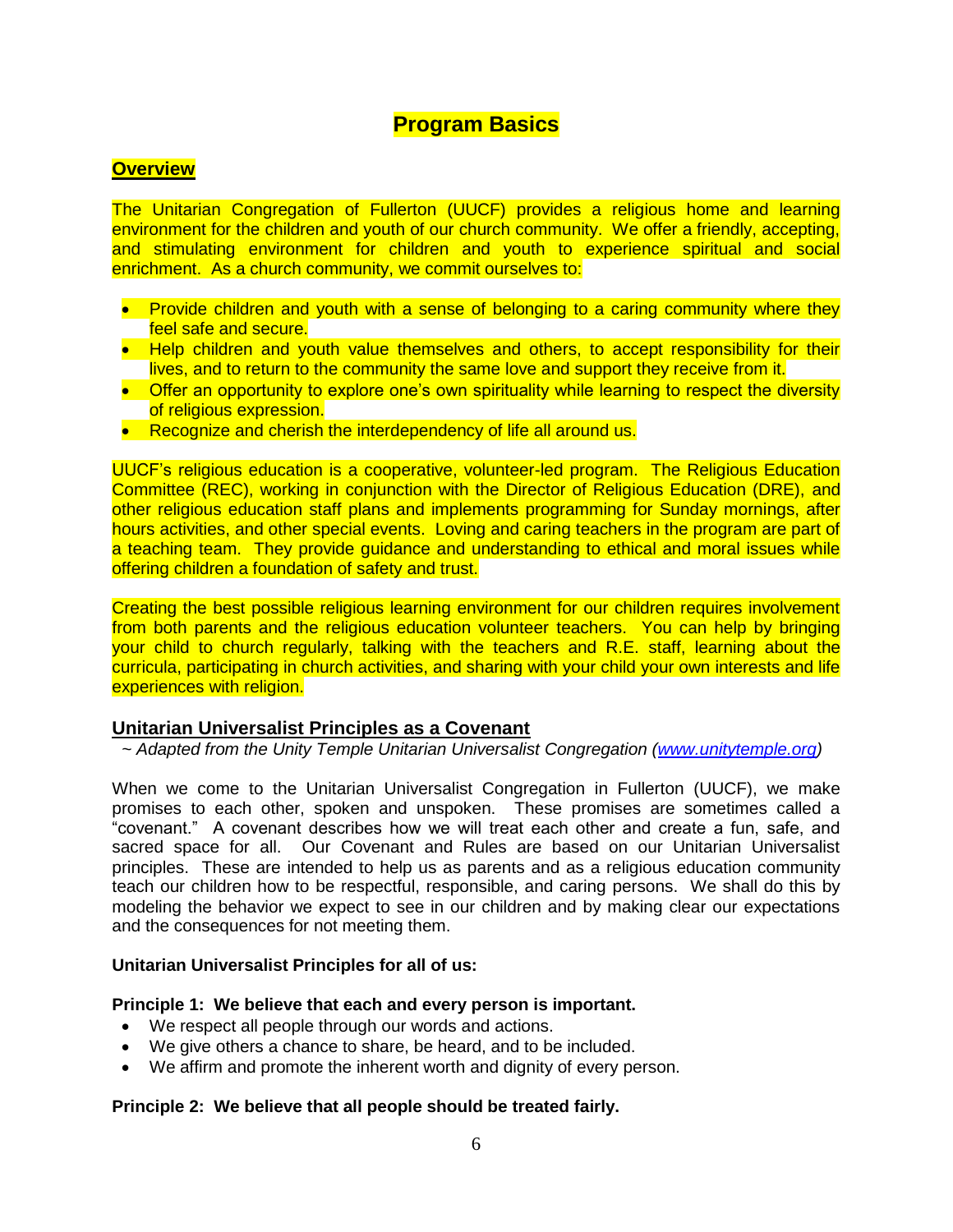# Program Basics

## Overview

The Unitarian Congregation of Fullerton (UUCF) provides a religious home and learning environment for the children and youth of our church community. We offer a friendly, accepting, and stimulating environment for children and youth to experience spiritual and social enrichment. As a church community, we commit ourselves to:

- Provide children and youth with a sense of belonging to a caring community where they feel safe and secure.
- Help children and youth value themselves and others, to accept responsibility for their lives, and to return to the community the same love and support they receive from it.
- Offer an opportunity to explore one's own spirituality while learning to respect the diversity of religious expression.
- Recognize and cherish the interdependency of life all around us.

UUCF's religious education is a cooperative, volunteer-led program. The Religious Education Committee (REC), working in conjunction with the Director of Religious Education (DRE), and other religious education staff plans and implements programming for Sunday mornings, after hours activities, and other special events. Loving and caring teachers in the program are part of a teaching team. They provide guidance and understanding to ethical and moral issues while offering children a foundation of safety and trust.

Creating the best possible religious learning environment for our children requires involvement from both parents and the religious education volunteer teachers. You can help by bringing your child to church regularly, talking with the teachers and R.E. staff, learning about the curricula, participating in church activities, and sharing with your child your own interests and life experiences with religion.

## Unitarian Universalist Principles as a Covenant

*~ Adapted from the Unity Temple Unitarian Universalist Congregation (www.unitytemple.org)*

When we come to the Unitarian Universalist Congregation in Fullerton (UUCF), we make promises to each other, spoken and unspoken. These promises are sometimes called a "covenant." A covenant describes how we will treat each other and create a fun, safe, and sacred space for all. Our Covenant and Rules are based on our Unitarian Universalist principles. These are intended to help us as parents and as a religious education community teach our children how to be respectful, responsible, and caring persons. We shall do this by modeling the behavior we expect to see in our children and by making clear our expectations and the consequences for not meeting them.

**Unitarian Universalist Principles for all of us:**

**Principle 1: We believe that each and every person is important.**

- We respect all people through our words and actions.
- We give others a chance to share, be heard, and to be included.
- We affirm and promote the inherent worth and dignity of every person.

**Principle 2: We believe that all people should be treated fairly.**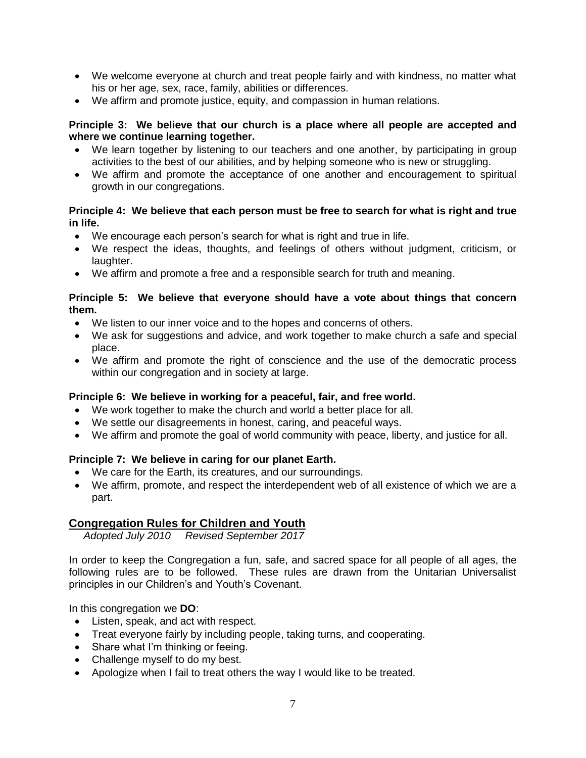- We welcome everyone at church and treat people fairly and with kindness, no matter what his or her age, sex, race, family, abilities or differences.
- We affirm and promote justice, equity, and compassion in human relations.

**Principle 3: We believe that our church is a place where all people are accepted and where we continue learning together.**

- We learn together by listening to our teachers and one another, by participating in group activities to the best of our abilities, and by helping someone who is new or struggling.
- We affirm and promote the acceptance of one another and encouragement to spiritual growth in our congregations.

**Principle 4: We believe that each person must be free to search for what is right and true in life.**

- We encourage each person's search for what is right and true in life.
- We respect the ideas, thoughts, and feelings of others without judgment, criticism, or laughter.
- We affirm and promote a free and a responsible search for truth and meaning.

**Principle 5: We believe that everyone should have a vote about things that concern them.**

- We listen to our inner voice and to the hopes and concerns of others.
- We ask for suggestions and advice, and work together to make church a safe and special place.
- We affirm and promote the right of conscience and the use of the democratic process within our congregation and in society at large.

**Principle 6: We believe in working for a peaceful, fair, and free world.**

- We work together to make the church and world a better place for all.
- We settle our disagreements in honest, caring, and peaceful ways.
- We affirm and promote the goal of world community with peace, liberty, and justice for all.

**Principle 7: We believe in caring for our planet Earth.**

- We care for the Earth, its creatures, and our surroundings.
- We affirm, promote, and respect the interdependent web of all existence of which we are a part.

## Congregation Rules for Children and Youth

*Adopted July 2010 Revised September 2017*

In order to keep the Congregation a fun, safe, and sacred space for all people of all ages, the following rules are to be followed. These rules are drawn from the Unitarian Universalist principles in our Children's and Youth's Covenant.

In this congregation we **DO**:

- Listen, speak, and act with respect.
- Treat everyone fairly by including people, taking turns, and cooperating.
- Share what I'm thinking or feeing.
- Challenge myself to do my best.
- Apologize when I fail to treat others the way I would like to be treated.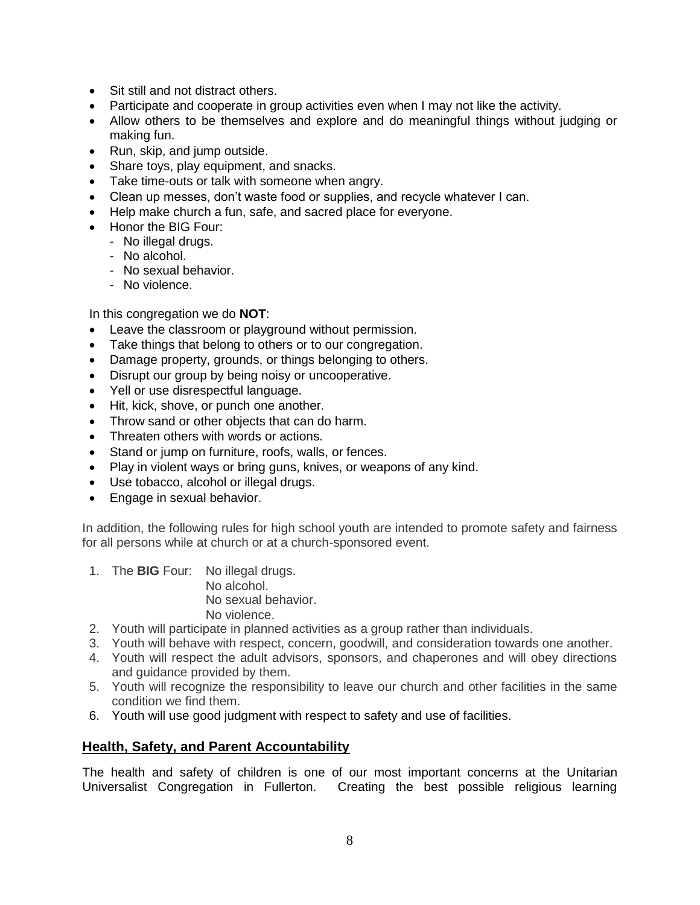- Sit still and not distract others.
- Participate and cooperate in group activities even when I may not like the activity.
- Allow others to be themselves and explore and do meaningful things without judging or making fun.
- Run, skip, and jump outside.
- Share toys, play equipment, and snacks.
- Take time-outs or talk with someone when angry.
- Clean up messes, don't waste food or supplies, and recycle whatever I can.
- Help make church a fun, safe, and sacred place for everyone.
- Honor the BIG Four:
  - No illegal drugs.
  - No alcohol.
  - No sexual behavior.
  - No violence.

In this congregation we do **NOT**:

- Leave the classroom or playground without permission.
- Take things that belong to others or to our congregation.
- Damage property, grounds, or things belonging to others.
- Disrupt our group by being noisy or uncooperative.
- Yell or use disrespectful language.
- Hit, kick, shove, or punch one another.
- Throw sand or other objects that can do harm.
- Threaten others with words or actions.
- Stand or jump on furniture, roofs, walls, or fences.
- Play in violent ways or bring guns, knives, or weapons of any kind.
- Use tobacco, alcohol or illegal drugs.
- Engage in sexual behavior.

In addition, the following rules for high school youth are intended to promote safety and fairness for all persons while at church or at a church-sponsored event.

1. The **BIG** Four: No illegal drugs.
   No alcohol.
   No sexual behavior.
   No violence.
2. Youth will participate in planned activities as a group rather than individuals.
3. Youth will behave with respect, concern, goodwill, and consideration towards one another.
4. Youth will respect the adult advisors, sponsors, and chaperones and will obey directions and guidance provided by them.
5. Youth will recognize the responsibility to leave our church and other facilities in the same condition we find them.
6. Youth will use good judgment with respect to safety and use of facilities.

## Health, Safety, and Parent Accountability

The health and safety of children is one of our most important concerns at the Unitarian Universalist Congregation in Fullerton. Creating the best possible religious learning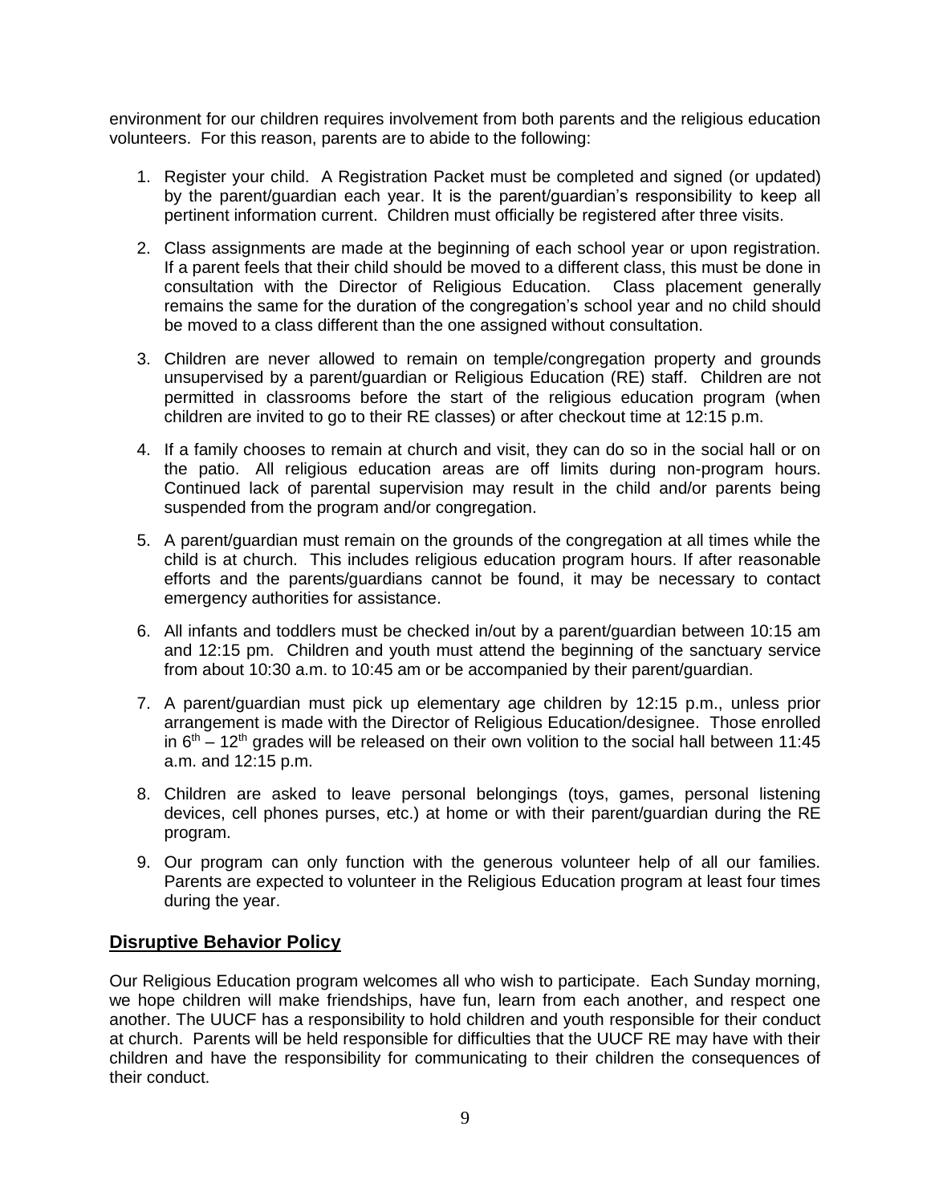environment for our children requires involvement from both parents and the religious education volunteers. For this reason, parents are to abide to the following:

1. Register your child. A Registration Packet must be completed and signed (or updated) by the parent/guardian each year. It is the parent/guardian's responsibility to keep all pertinent information current. Children must officially be registered after three visits.

2. Class assignments are made at the beginning of each school year or upon registration. If a parent feels that their child should be moved to a different class, this must be done in consultation with the Director of Religious Education. Class placement generally remains the same for the duration of the congregation's school year and no child should be moved to a class different than the one assigned without consultation.

3. Children are never allowed to remain on temple/congregation property and grounds unsupervised by a parent/guardian or Religious Education (RE) staff. Children are not permitted in classrooms before the start of the religious education program (when children are invited to go to their RE classes) or after checkout time at 12:15 p.m.

4. If a family chooses to remain at church and visit, they can do so in the social hall or on the patio. All religious education areas are off limits during non-program hours. Continued lack of parental supervision may result in the child and/or parents being suspended from the program and/or congregation.

5. A parent/guardian must remain on the grounds of the congregation at all times while the child is at church. This includes religious education program hours. If after reasonable efforts and the parents/guardians cannot be found, it may be necessary to contact emergency authorities for assistance.

6. All infants and toddlers must be checked in/out by a parent/guardian between 10:15 am and 12:15 pm. Children and youth must attend the beginning of the sanctuary service from about 10:30 a.m. to 10:45 am or be accompanied by their parent/guardian.

7. A parent/guardian must pick up elementary age children by 12:15 p.m., unless prior arrangement is made with the Director of Religious Education/designee. Those enrolled in 6th – 12th grades will be released on their own volition to the social hall between 11:45 a.m. and 12:15 p.m.

8. Children are asked to leave personal belongings (toys, games, personal listening devices, cell phones purses, etc.) at home or with their parent/guardian during the RE program.

9. Our program can only function with the generous volunteer help of all our families. Parents are expected to volunteer in the Religious Education program at least four times during the year.

## Disruptive Behavior Policy

Our Religious Education program welcomes all who wish to participate. Each Sunday morning, we hope children will make friendships, have fun, learn from each another, and respect one another. The UUCF has a responsibility to hold children and youth responsible for their conduct at church. Parents will be held responsible for difficulties that the UUCF RE may have with their children and have the responsibility for communicating to their children the consequences of their conduct.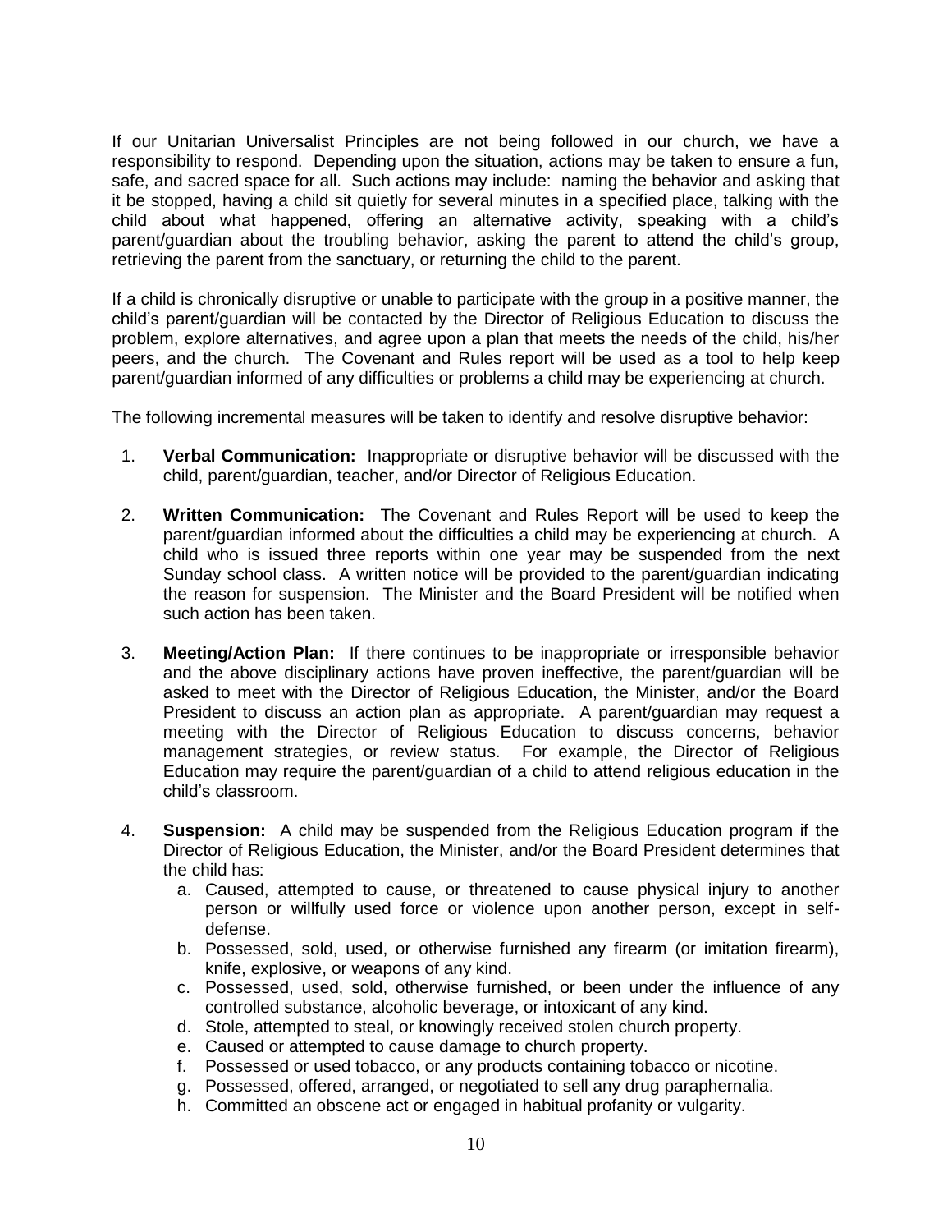If our Unitarian Universalist Principles are not being followed in our church, we have a responsibility to respond. Depending upon the situation, actions may be taken to ensure a fun, safe, and sacred space for all. Such actions may include: naming the behavior and asking that it be stopped, having a child sit quietly for several minutes in a specified place, talking with the child about what happened, offering an alternative activity, speaking with a child's parent/guardian about the troubling behavior, asking the parent to attend the child's group, retrieving the parent from the sanctuary, or returning the child to the parent.

If a child is chronically disruptive or unable to participate with the group in a positive manner, the child's parent/guardian will be contacted by the Director of Religious Education to discuss the problem, explore alternatives, and agree upon a plan that meets the needs of the child, his/her peers, and the church. The Covenant and Rules report will be used as a tool to help keep parent/guardian informed of any difficulties or problems a child may be experiencing at church.

The following incremental measures will be taken to identify and resolve disruptive behavior:

1. **Verbal Communication:** Inappropriate or disruptive behavior will be discussed with the child, parent/guardian, teacher, and/or Director of Religious Education.

2. **Written Communication:** The Covenant and Rules Report will be used to keep the parent/guardian informed about the difficulties a child may be experiencing at church. A child who is issued three reports within one year may be suspended from the next Sunday school class. A written notice will be provided to the parent/guardian indicating the reason for suspension. The Minister and the Board President will be notified when such action has been taken.

3. **Meeting/Action Plan:** If there continues to be inappropriate or irresponsible behavior and the above disciplinary actions have proven ineffective, the parent/guardian will be asked to meet with the Director of Religious Education, the Minister, and/or the Board President to discuss an action plan as appropriate. A parent/guardian may request a meeting with the Director of Religious Education to discuss concerns, behavior management strategies, or review status. For example, the Director of Religious Education may require the parent/guardian of a child to attend religious education in the child's classroom.

4. **Suspension:** A child may be suspended from the Religious Education program if the Director of Religious Education, the Minister, and/or the Board President determines that the child has:
   a. Caused, attempted to cause, or threatened to cause physical injury to another person or willfully used force or violence upon another person, except in self-defense.
   b. Possessed, sold, used, or otherwise furnished any firearm (or imitation firearm), knife, explosive, or weapons of any kind.
   c. Possessed, used, sold, otherwise furnished, or been under the influence of any controlled substance, alcoholic beverage, or intoxicant of any kind.
   d. Stole, attempted to steal, or knowingly received stolen church property.
   e. Caused or attempted to cause damage to church property.
   f. Possessed or used tobacco, or any products containing tobacco or nicotine.
   g. Possessed, offered, arranged, or negotiated to sell any drug paraphernalia.
   h. Committed an obscene act or engaged in habitual profanity or vulgarity.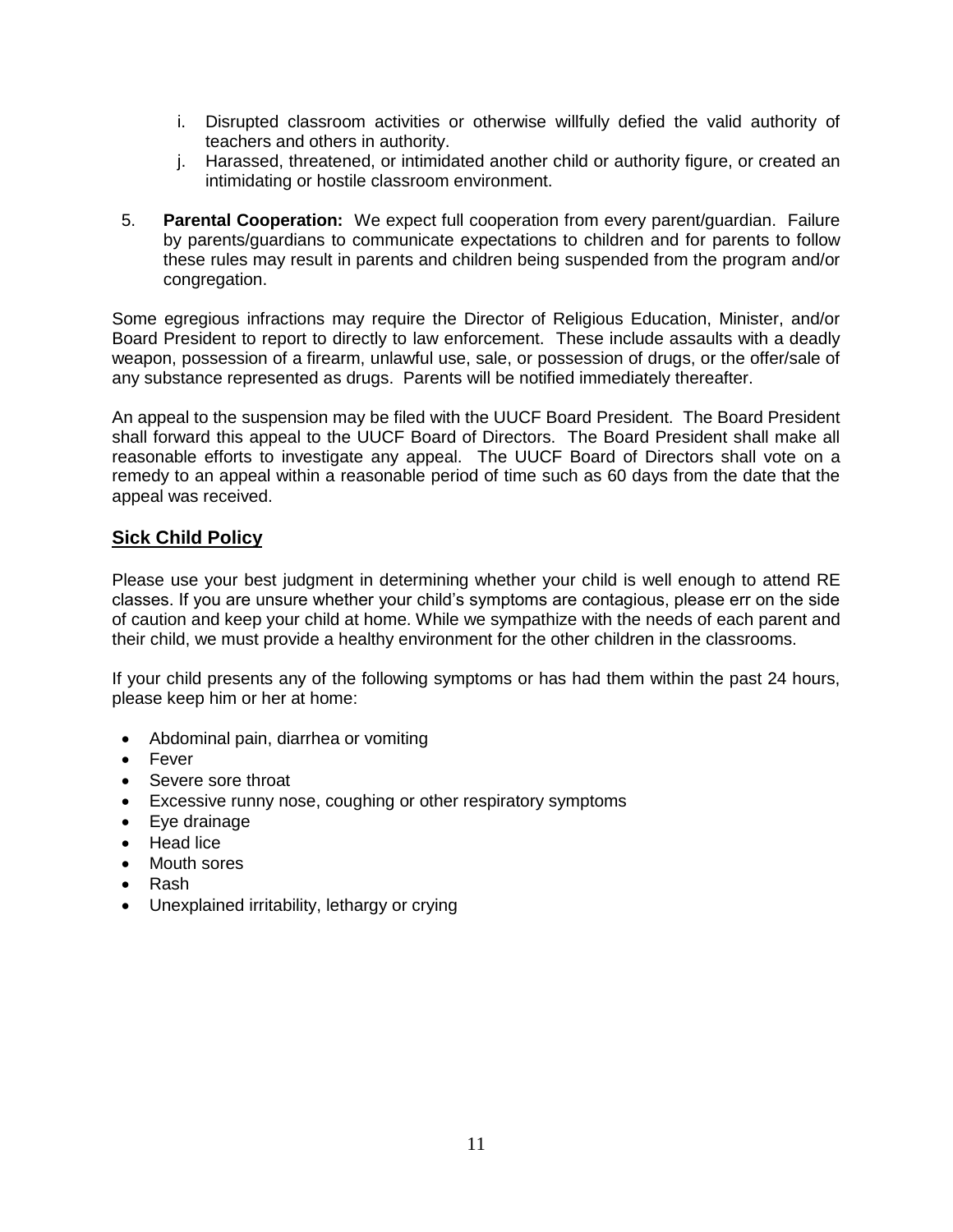i. Disrupted classroom activities or otherwise willfully defied the valid authority of teachers and others in authority.
j. Harassed, threatened, or intimidated another child or authority figure, or created an intimidating or hostile classroom environment.

5. **Parental Cooperation:** We expect full cooperation from every parent/guardian. Failure by parents/guardians to communicate expectations to children and for parents to follow these rules may result in parents and children being suspended from the program and/or congregation.

Some egregious infractions may require the Director of Religious Education, Minister, and/or Board President to report to directly to law enforcement. These include assaults with a deadly weapon, possession of a firearm, unlawful use, sale, or possession of drugs, or the offer/sale of any substance represented as drugs. Parents will be notified immediately thereafter.

An appeal to the suspension may be filed with the UUCF Board President. The Board President shall forward this appeal to the UUCF Board of Directors. The Board President shall make all reasonable efforts to investigate any appeal. The UUCF Board of Directors shall vote on a remedy to an appeal within a reasonable period of time such as 60 days from the date that the appeal was received.

## Sick Child Policy

Please use your best judgment in determining whether your child is well enough to attend RE classes. If you are unsure whether your child's symptoms are contagious, please err on the side of caution and keep your child at home. While we sympathize with the needs of each parent and their child, we must provide a healthy environment for the other children in the classrooms.

If your child presents any of the following symptoms or has had them within the past 24 hours, please keep him or her at home:

- Abdominal pain, diarrhea or vomiting
- Fever
- Severe sore throat
- Excessive runny nose, coughing or other respiratory symptoms
- Eye drainage
- Head lice
- Mouth sores
- Rash
- Unexplained irritability, lethargy or crying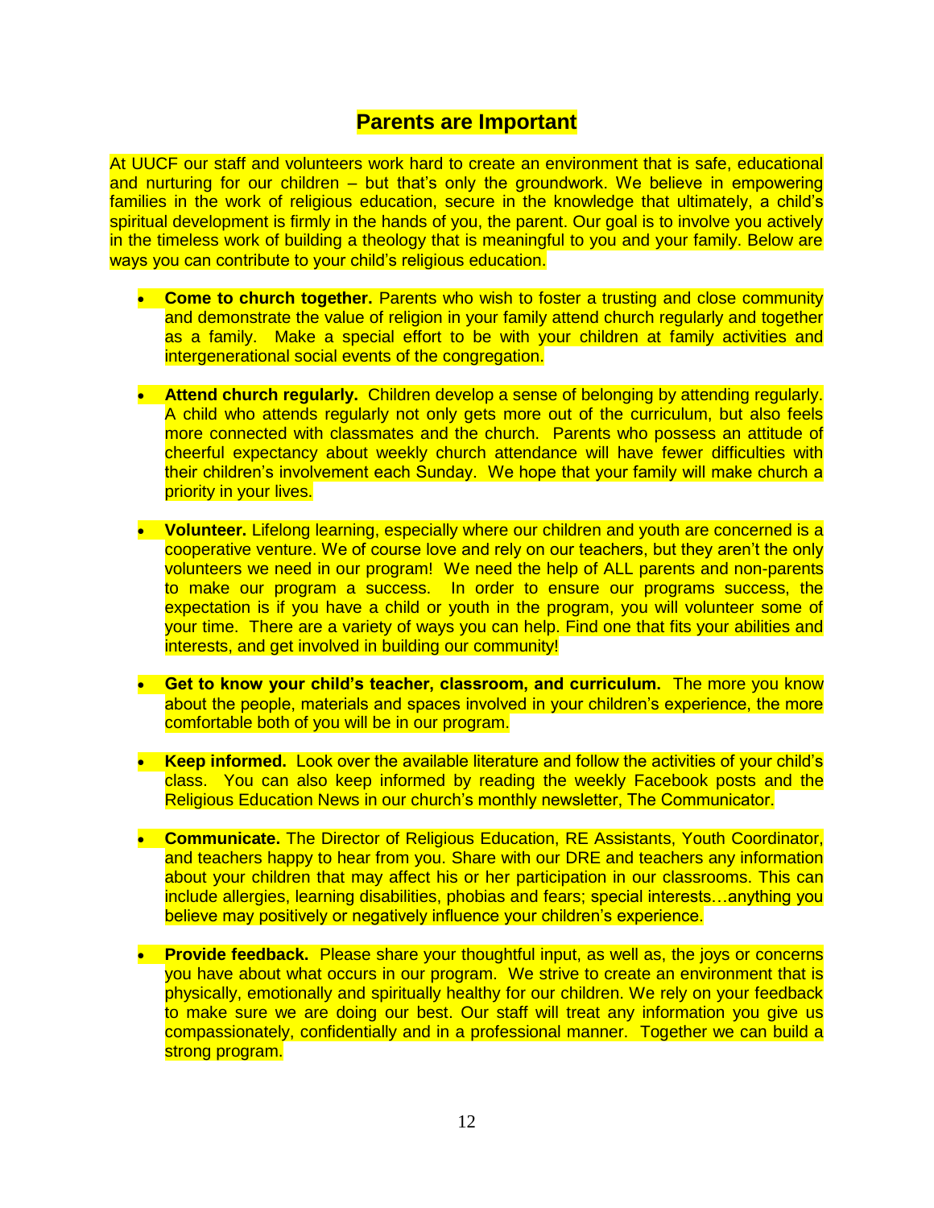## Parents are Important

At UUCF our staff and volunteers work hard to create an environment that is safe, educational and nurturing for our children – but that's only the groundwork. We believe in empowering families in the work of religious education, secure in the knowledge that ultimately, a child's spiritual development is firmly in the hands of you, the parent. Our goal is to involve you actively in the timeless work of building a theology that is meaningful to you and your family. Below are ways you can contribute to your child's religious education.

- **Come to church together.** Parents who wish to foster a trusting and close community and demonstrate the value of religion in your family attend church regularly and together as a family. Make a special effort to be with your children at family activities and intergenerational social events of the congregation.

- **Attend church regularly.** Children develop a sense of belonging by attending regularly. A child who attends regularly not only gets more out of the curriculum, but also feels more connected with classmates and the church. Parents who possess an attitude of cheerful expectancy about weekly church attendance will have fewer difficulties with their children's involvement each Sunday. We hope that your family will make church a priority in your lives.

- **Volunteer.** Lifelong learning, especially where our children and youth are concerned is a cooperative venture. We of course love and rely on our teachers, but they aren't the only volunteers we need in our program! We need the help of ALL parents and non-parents to make our program a success. In order to ensure our programs success, the expectation is if you have a child or youth in the program, you will volunteer some of your time. There are a variety of ways you can help. Find one that fits your abilities and interests, and get involved in building our community!

- **Get to know your child's teacher, classroom, and curriculum.** The more you know about the people, materials and spaces involved in your children's experience, the more comfortable both of you will be in our program.

- **Keep informed.** Look over the available literature and follow the activities of your child's class. You can also keep informed by reading the weekly Facebook posts and the Religious Education News in our church's monthly newsletter, The Communicator.

- **Communicate.** The Director of Religious Education, RE Assistants, Youth Coordinator, and teachers happy to hear from you. Share with our DRE and teachers any information about your children that may affect his or her participation in our classrooms. This can include allergies, learning disabilities, phobias and fears; special interests…anything you believe may positively or negatively influence your children's experience.

- **Provide feedback.** Please share your thoughtful input, as well as, the joys or concerns you have about what occurs in our program. We strive to create an environment that is physically, emotionally and spiritually healthy for our children. We rely on your feedback to make sure we are doing our best. Our staff will treat any information you give us compassionately, confidentially and in a professional manner. Together we can build a strong program.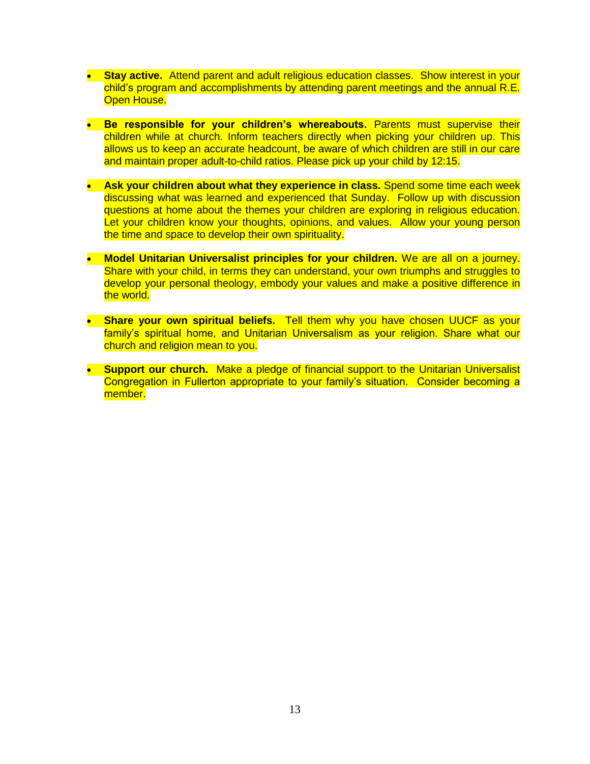- **Stay active.** Attend parent and adult religious education classes. Show interest in your child's program and accomplishments by attending parent meetings and the annual R.E. Open House.

- **Be responsible for your children's whereabouts.** Parents must supervise their children while at church. Inform teachers directly when picking your children up. This allows us to keep an accurate headcount, be aware of which children are still in our care and maintain proper adult-to-child ratios. Please pick up your child by 12:15.

- **Ask your children about what they experience in class.** Spend some time each week discussing what was learned and experienced that Sunday. Follow up with discussion questions at home about the themes your children are exploring in religious education. Let your children know your thoughts, opinions, and values. Allow your young person the time and space to develop their own spirituality.

- **Model Unitarian Universalist principles for your children.** We are all on a journey. Share with your child, in terms they can understand, your own triumphs and struggles to develop your personal theology, embody your values and make a positive difference in the world.

- **Share your own spiritual beliefs.** Tell them why you have chosen UUCF as your family's spiritual home, and Unitarian Universalism as your religion. Share what our church and religion mean to you.

- **Support our church.** Make a pledge of financial support to the Unitarian Universalist Congregation in Fullerton appropriate to your family's situation. Consider becoming a member.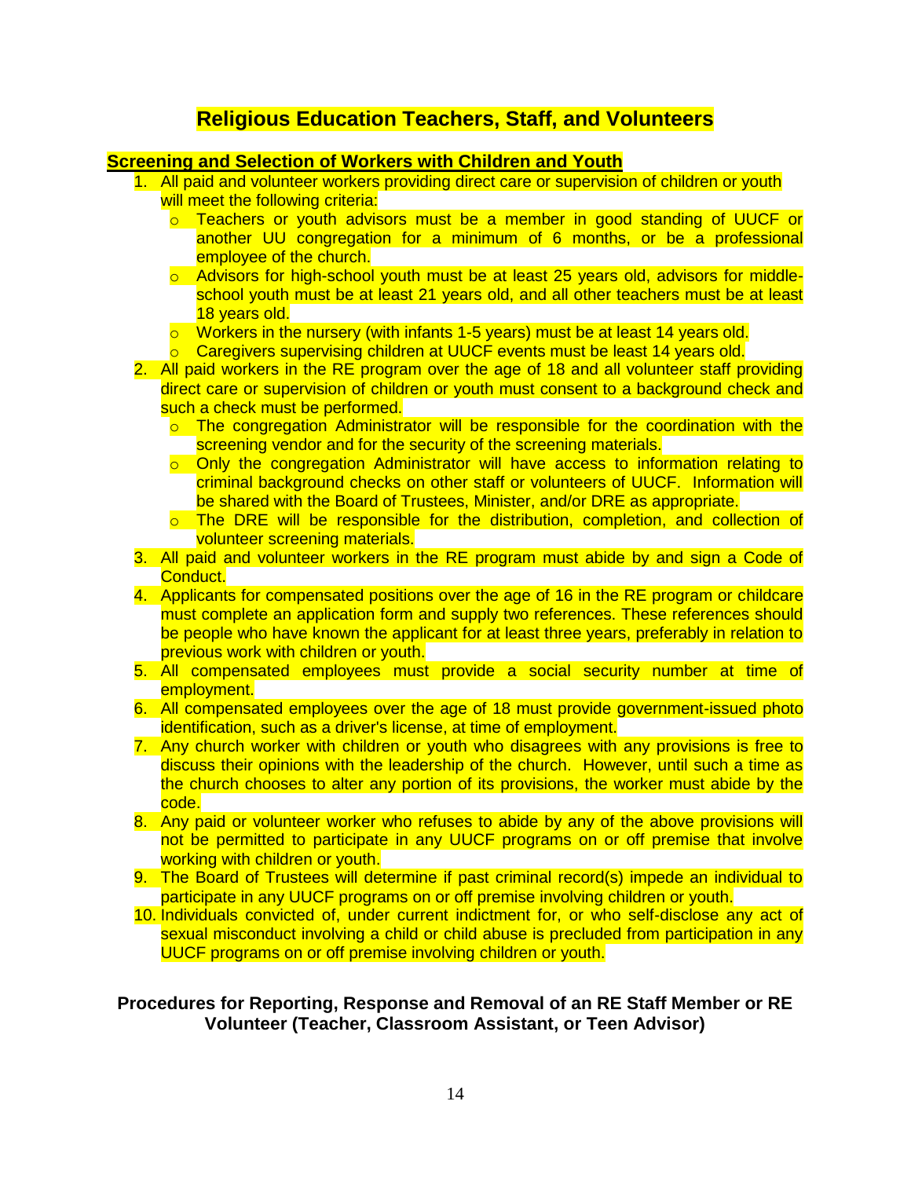# Religious Education Teachers, Staff, and Volunteers

## Screening and Selection of Workers with Children and Youth

1. All paid and volunteer workers providing direct care or supervision of children or youth will meet the following criteria:
   - Teachers or youth advisors must be a member in good standing of UUCF or another UU congregation for a minimum of 6 months, or be a professional employee of the church.
   - Advisors for high-school youth must be at least 25 years old, advisors for middle-school youth must be at least 21 years old, and all other teachers must be at least 18 years old.
   - Workers in the nursery (with infants 1-5 years) must be at least 14 years old.
   - Caregivers supervising children at UUCF events must be least 14 years old.
2. All paid workers in the RE program over the age of 18 and all volunteer staff providing direct care or supervision of children or youth must consent to a background check and such a check must be performed.
   - The congregation Administrator will be responsible for the coordination with the screening vendor and for the security of the screening materials.
   - Only the congregation Administrator will have access to information relating to criminal background checks on other staff or volunteers of UUCF. Information will be shared with the Board of Trustees, Minister, and/or DRE as appropriate.
   - The DRE will be responsible for the distribution, completion, and collection of volunteer screening materials.
3. All paid and volunteer workers in the RE program must abide by and sign a Code of Conduct.
4. Applicants for compensated positions over the age of 16 in the RE program or childcare must complete an application form and supply two references. These references should be people who have known the applicant for at least three years, preferably in relation to previous work with children or youth.
5. All compensated employees must provide a social security number at time of employment.
6. All compensated employees over the age of 18 must provide government-issued photo identification, such as a driver's license, at time of employment.
7. Any church worker with children or youth who disagrees with any provisions is free to discuss their opinions with the leadership of the church. However, until such a time as the church chooses to alter any portion of its provisions, the worker must abide by the code.
8. Any paid or volunteer worker who refuses to abide by any of the above provisions will not be permitted to participate in any UUCF programs on or off premise that involve working with children or youth.
9. The Board of Trustees will determine if past criminal record(s) impede an individual to participate in any UUCF programs on or off premise involving children or youth.
10. Individuals convicted of, under current indictment for, or who self-disclose any act of sexual misconduct involving a child or child abuse is precluded from participation in any UUCF programs on or off premise involving children or youth.

### Procedures for Reporting, Response and Removal of an RE Staff Member or RE Volunteer (Teacher, Classroom Assistant, or Teen Advisor)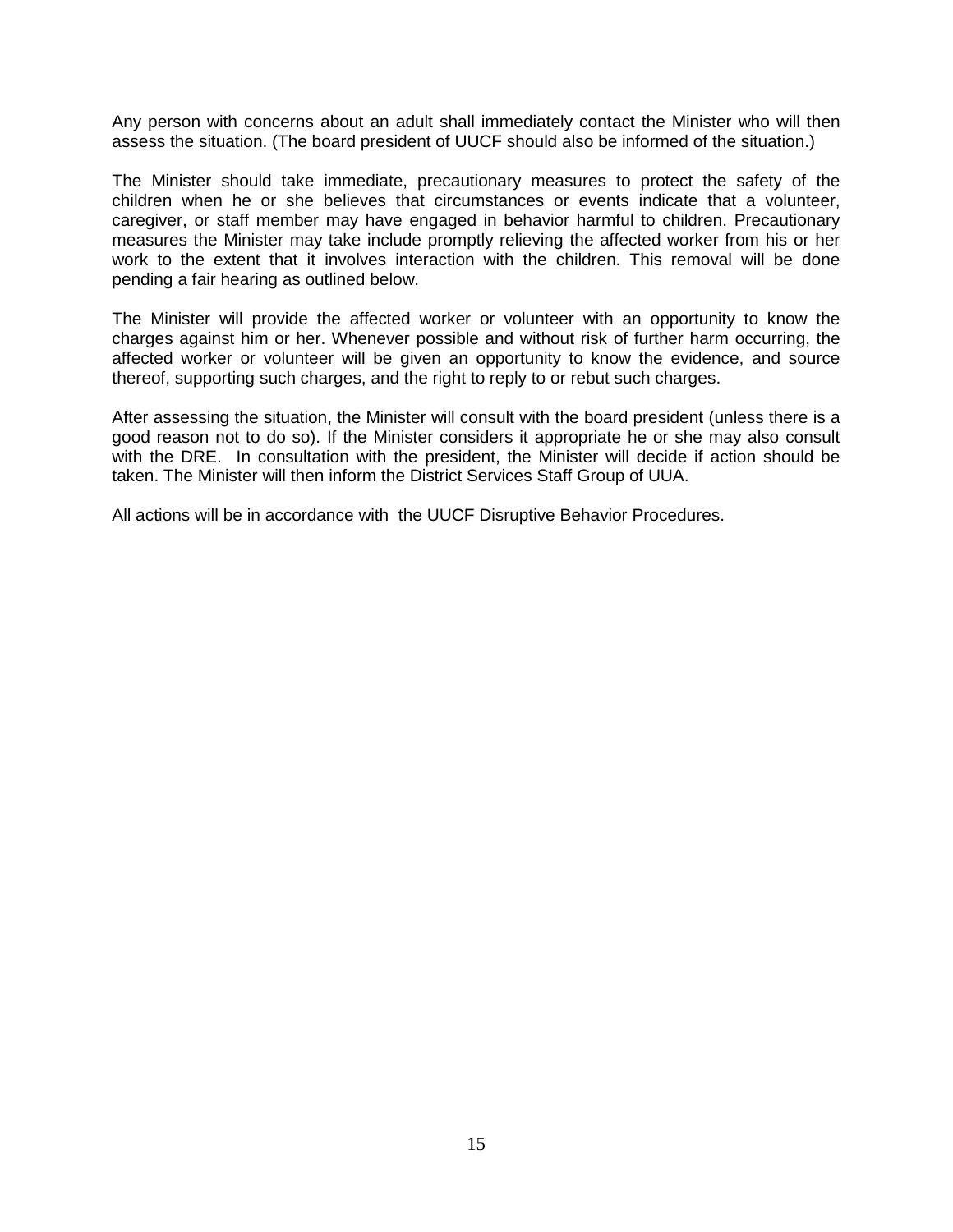Any person with concerns about an adult shall immediately contact the Minister who will then assess the situation. (The board president of UUCF should also be informed of the situation.)

The Minister should take immediate, precautionary measures to protect the safety of the children when he or she believes that circumstances or events indicate that a volunteer, caregiver, or staff member may have engaged in behavior harmful to children. Precautionary measures the Minister may take include promptly relieving the affected worker from his or her work to the extent that it involves interaction with the children. This removal will be done pending a fair hearing as outlined below.

The Minister will provide the affected worker or volunteer with an opportunity to know the charges against him or her. Whenever possible and without risk of further harm occurring, the affected worker or volunteer will be given an opportunity to know the evidence, and source thereof, supporting such charges, and the right to reply to or rebut such charges.

After assessing the situation, the Minister will consult with the board president (unless there is a good reason not to do so). If the Minister considers it appropriate he or she may also consult with the DRE. In consultation with the president, the Minister will decide if action should be taken. The Minister will then inform the District Services Staff Group of UUA.

All actions will be in accordance with the UUCF Disruptive Behavior Procedures.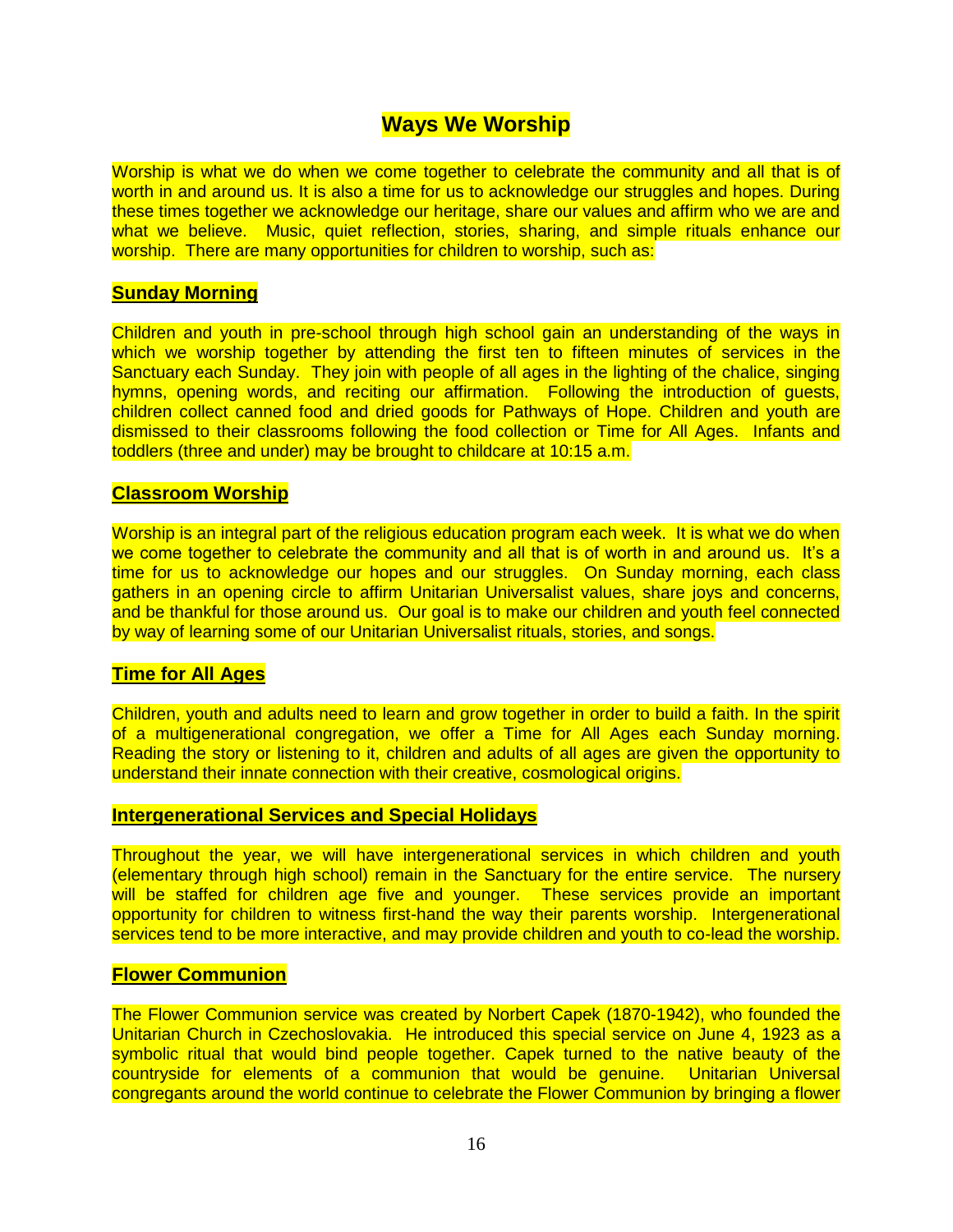# Ways We Worship

Worship is what we do when we come together to celebrate the community and all that is of worth in and around us. It is also a time for us to acknowledge our struggles and hopes. During these times together we acknowledge our heritage, share our values and affirm who we are and what we believe. Music, quiet reflection, stories, sharing, and simple rituals enhance our worship. There are many opportunities for children to worship, such as:

## Sunday Morning

Children and youth in pre-school through high school gain an understanding of the ways in which we worship together by attending the first ten to fifteen minutes of services in the Sanctuary each Sunday. They join with people of all ages in the lighting of the chalice, singing hymns, opening words, and reciting our affirmation. Following the introduction of guests, children collect canned food and dried goods for Pathways of Hope. Children and youth are dismissed to their classrooms following the food collection or Time for All Ages. Infants and toddlers (three and under) may be brought to childcare at 10:15 a.m.

## Classroom Worship

Worship is an integral part of the religious education program each week. It is what we do when we come together to celebrate the community and all that is of worth in and around us. It's a time for us to acknowledge our hopes and our struggles. On Sunday morning, each class gathers in an opening circle to affirm Unitarian Universalist values, share joys and concerns, and be thankful for those around us. Our goal is to make our children and youth feel connected by way of learning some of our Unitarian Universalist rituals, stories, and songs.

## Time for All Ages

Children, youth and adults need to learn and grow together in order to build a faith. In the spirit of a multigenerational congregation, we offer a Time for All Ages each Sunday morning. Reading the story or listening to it, children and adults of all ages are given the opportunity to understand their innate connection with their creative, cosmological origins.

## Intergenerational Services and Special Holidays

Throughout the year, we will have intergenerational services in which children and youth (elementary through high school) remain in the Sanctuary for the entire service. The nursery will be staffed for children age five and younger. These services provide an important opportunity for children to witness first-hand the way their parents worship. Intergenerational services tend to be more interactive, and may provide children and youth to co-lead the worship.

## Flower Communion

The Flower Communion service was created by Norbert Capek (1870-1942), who founded the Unitarian Church in Czechoslovakia. He introduced this special service on June 4, 1923 as a symbolic ritual that would bind people together. Capek turned to the native beauty of the countryside for elements of a communion that would be genuine. Unitarian Universal congregants around the world continue to celebrate the Flower Communion by bringing a flower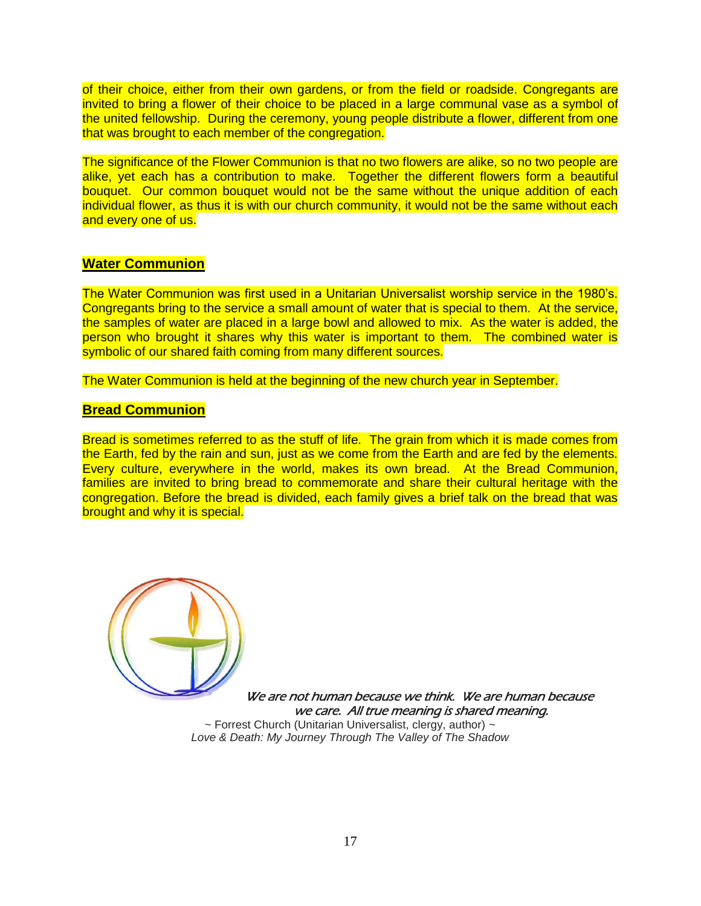of their choice, either from their own gardens, or from the field or roadside. Congregants are invited to bring a flower of their choice to be placed in a large communal vase as a symbol of the united fellowship. During the ceremony, young people distribute a flower, different from one that was brought to each member of the congregation.

The significance of the Flower Communion is that no two flowers are alike, so no two people are alike, yet each has a contribution to make. Together the different flowers form a beautiful bouquet. Our common bouquet would not be the same without the unique addition of each individual flower, as thus it is with our church community, it would not be the same without each and every one of us.

## Water Communion

The Water Communion was first used in a Unitarian Universalist worship service in the 1980's. Congregants bring to the service a small amount of water that is special to them. At the service, the samples of water are placed in a large bowl and allowed to mix. As the water is added, the person who brought it shares why this water is important to them. The combined water is symbolic of our shared faith coming from many different sources.

The Water Communion is held at the beginning of the new church year in September.

## Bread Communion

Bread is sometimes referred to as the stuff of life. The grain from which it is made comes from the Earth, fed by the rain and sun, just as we come from the Earth and are fed by the elements. Every culture, everywhere in the world, makes its own bread. At the Bread Communion, families are invited to bring bread to commemorate and share their cultural heritage with the congregation. Before the bread is divided, each family gives a brief talk on the bread that was brought and why it is special.

*We are not human because we think. We are human because we care. All true meaning is shared meaning.*

~ Forrest Church (Unitarian Universalist, clergy, author) ~
*Love & Death: My Journey Through The Valley of The Shadow*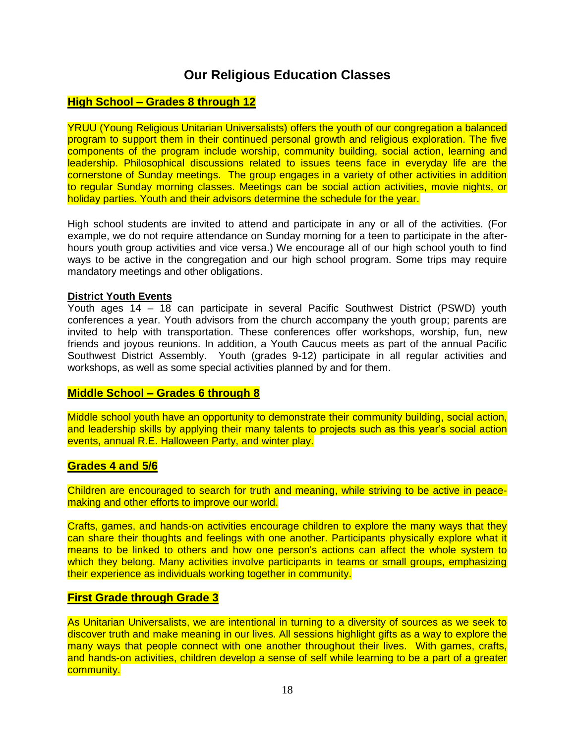# Our Religious Education Classes

## High School – Grades 8 through 12

YRUU (Young Religious Unitarian Universalists) offers the youth of our congregation a balanced program to support them in their continued personal growth and religious exploration. The five components of the program include worship, community building, social action, learning and leadership. Philosophical discussions related to issues teens face in everyday life are the cornerstone of Sunday meetings. The group engages in a variety of other activities in addition to regular Sunday morning classes. Meetings can be social action activities, movie nights, or holiday parties. Youth and their advisors determine the schedule for the year.

High school students are invited to attend and participate in any or all of the activities. (For example, we do not require attendance on Sunday morning for a teen to participate in the after-hours youth group activities and vice versa.) We encourage all of our high school youth to find ways to be active in the congregation and our high school program. Some trips may require mandatory meetings and other obligations.

### District Youth Events

Youth ages 14 – 18 can participate in several Pacific Southwest District (PSWD) youth conferences a year. Youth advisors from the church accompany the youth group; parents are invited to help with transportation. These conferences offer workshops, worship, fun, new friends and joyous reunions. In addition, a Youth Caucus meets as part of the annual Pacific Southwest District Assembly. Youth (grades 9-12) participate in all regular activities and workshops, as well as some special activities planned by and for them.

## Middle School – Grades 6 through 8

Middle school youth have an opportunity to demonstrate their community building, social action, and leadership skills by applying their many talents to projects such as this year's social action events, annual R.E. Halloween Party, and winter play.

## Grades 4 and 5/6

Children are encouraged to search for truth and meaning, while striving to be active in peace-making and other efforts to improve our world.

Crafts, games, and hands-on activities encourage children to explore the many ways that they can share their thoughts and feelings with one another. Participants physically explore what it means to be linked to others and how one person's actions can affect the whole system to which they belong. Many activities involve participants in teams or small groups, emphasizing their experience as individuals working together in community.

## First Grade through Grade 3

As Unitarian Universalists, we are intentional in turning to a diversity of sources as we seek to discover truth and make meaning in our lives. All sessions highlight gifts as a way to explore the many ways that people connect with one another throughout their lives. With games, crafts, and hands-on activities, children develop a sense of self while learning to be a part of a greater community.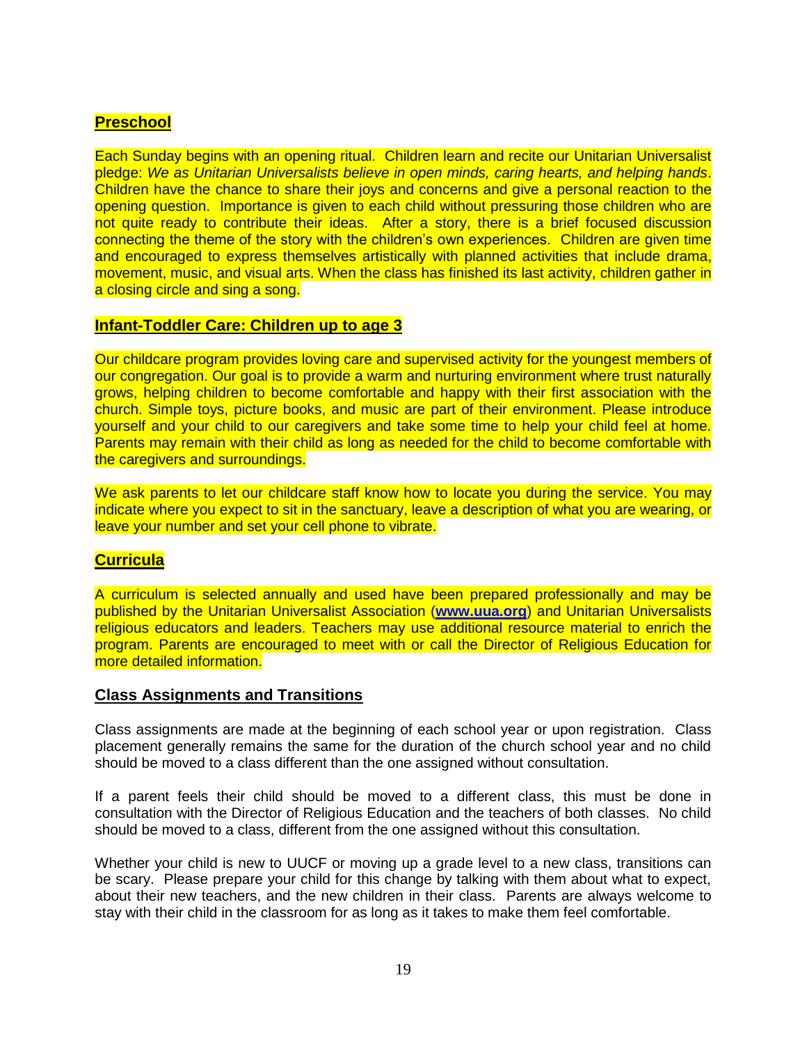## Preschool

Each Sunday begins with an opening ritual. Children learn and recite our Unitarian Universalist pledge: *We as Unitarian Universalists believe in open minds, caring hearts, and helping hands*. Children have the chance to share their joys and concerns and give a personal reaction to the opening question. Importance is given to each child without pressuring those children who are not quite ready to contribute their ideas. After a story, there is a brief focused discussion connecting the theme of the story with the children's own experiences. Children are given time and encouraged to express themselves artistically with planned activities that include drama, movement, music, and visual arts. When the class has finished its last activity, children gather in a closing circle and sing a song.

## Infant-Toddler Care: Children up to age 3

Our childcare program provides loving care and supervised activity for the youngest members of our congregation. Our goal is to provide a warm and nurturing environment where trust naturally grows, helping children to become comfortable and happy with their first association with the church. Simple toys, picture books, and music are part of their environment. Please introduce yourself and your child to our caregivers and take some time to help your child feel at home. Parents may remain with their child as long as needed for the child to become comfortable with the caregivers and surroundings.

We ask parents to let our childcare staff know how to locate you during the service. You may indicate where you expect to sit in the sanctuary, leave a description of what you are wearing, or leave your number and set your cell phone to vibrate.

## Curricula

A curriculum is selected annually and used have been prepared professionally and may be published by the Unitarian Universalist Association (**www.uua.org**) and Unitarian Universalists religious educators and leaders. Teachers may use additional resource material to enrich the program. Parents are encouraged to meet with or call the Director of Religious Education for more detailed information.

## Class Assignments and Transitions

Class assignments are made at the beginning of each school year or upon registration. Class placement generally remains the same for the duration of the church school year and no child should be moved to a class different than the one assigned without consultation.

If a parent feels their child should be moved to a different class, this must be done in consultation with the Director of Religious Education and the teachers of both classes. No child should be moved to a class, different from the one assigned without this consultation.

Whether your child is new to UUCF or moving up a grade level to a new class, transitions can be scary. Please prepare your child for this change by talking with them about what to expect, about their new teachers, and the new children in their class. Parents are always welcome to stay with their child in the classroom for as long as it takes to make them feel comfortable.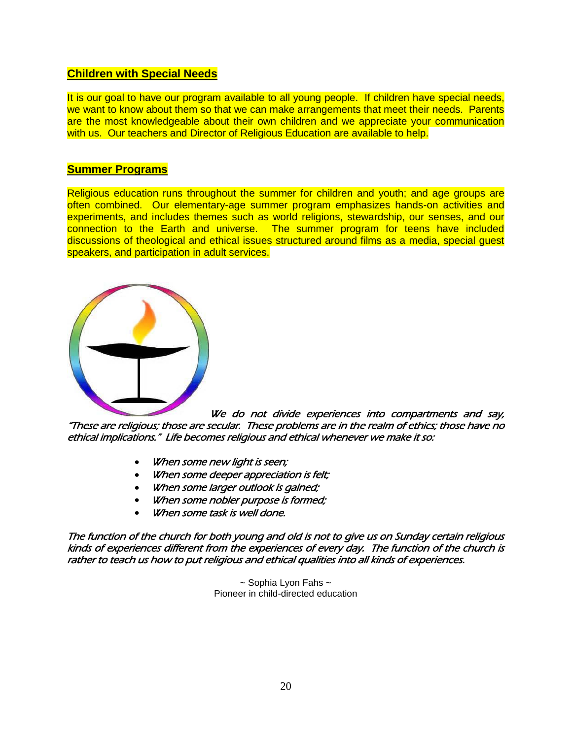## Children with Special Needs

It is our goal to have our program available to all young people. If children have special needs, we want to know about them so that we can make arrangements that meet their needs. Parents are the most knowledgeable about their own children and we appreciate your communication with us. Our teachers and Director of Religious Education are available to help.

## Summer Programs

Religious education runs throughout the summer for children and youth; and age groups are often combined. Our elementary-age summer program emphasizes hands-on activities and experiments, and includes themes such as world religions, stewardship, our senses, and our connection to the Earth and universe. The summer program for teens have included discussions of theological and ethical issues structured around films as a media, special guest speakers, and participation in adult services.

*We do not divide experiences into compartments and say, "These are religious; those are secular. These problems are in the realm of ethics; those have no ethical implications." Life becomes religious and ethical whenever we make it so:*

- *When some new light is seen;*
- *When some deeper appreciation is felt;*
- *When some larger outlook is gained;*
- *When some nobler purpose is formed;*
- *When some task is well done.*

*The function of the church for both young and old is not to give us on Sunday certain religious kinds of experiences different from the experiences of every day. The function of the church is rather to teach us how to put religious and ethical qualities into all kinds of experiences.*

~ Sophia Lyon Fahs ~
Pioneer in child-directed education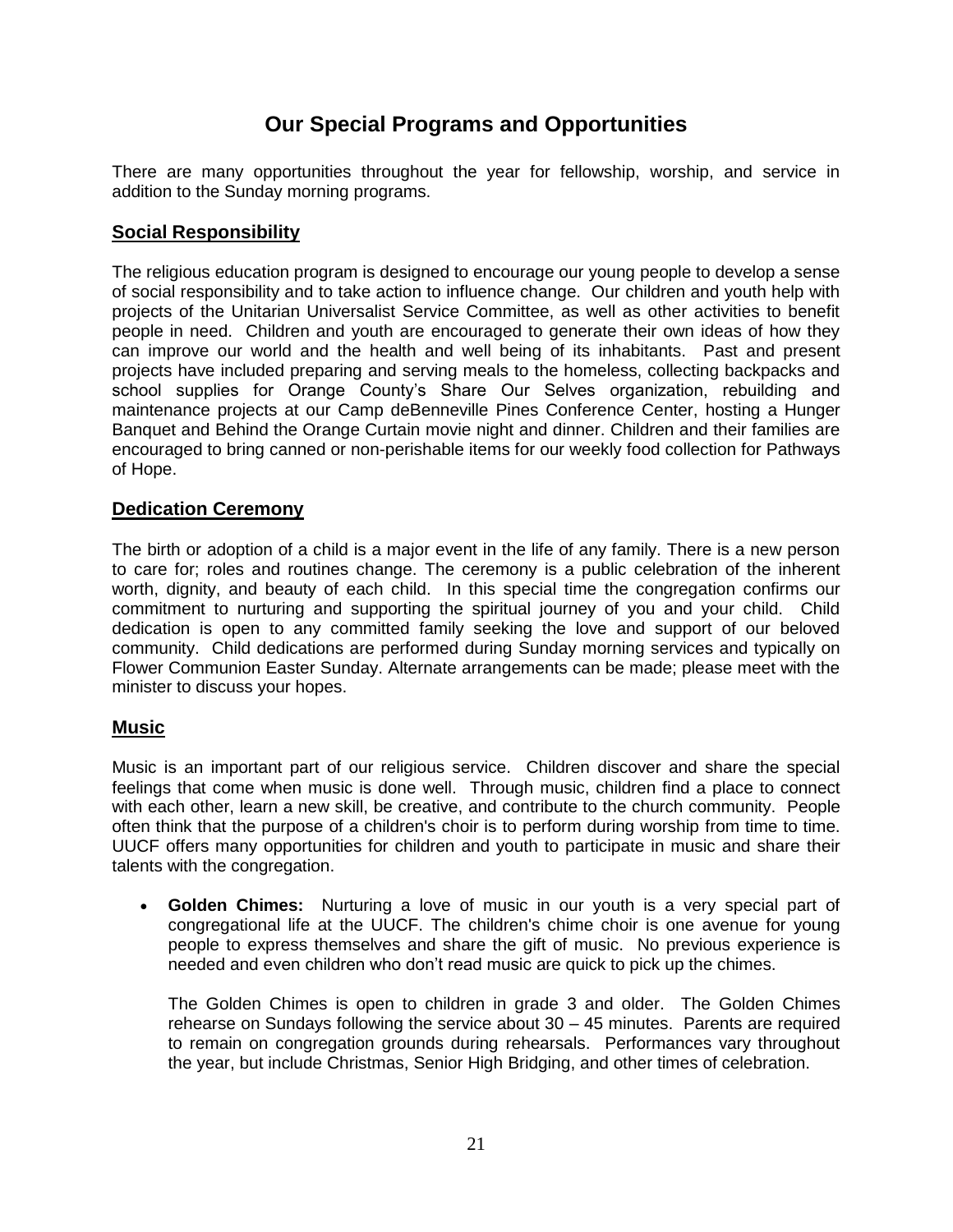# Our Special Programs and Opportunities

There are many opportunities throughout the year for fellowship, worship, and service in addition to the Sunday morning programs.

## Social Responsibility

The religious education program is designed to encourage our young people to develop a sense of social responsibility and to take action to influence change. Our children and youth help with projects of the Unitarian Universalist Service Committee, as well as other activities to benefit people in need. Children and youth are encouraged to generate their own ideas of how they can improve our world and the health and well being of its inhabitants. Past and present projects have included preparing and serving meals to the homeless, collecting backpacks and school supplies for Orange County's Share Our Selves organization, rebuilding and maintenance projects at our Camp deBenneville Pines Conference Center, hosting a Hunger Banquet and Behind the Orange Curtain movie night and dinner. Children and their families are encouraged to bring canned or non-perishable items for our weekly food collection for Pathways of Hope.

## Dedication Ceremony

The birth or adoption of a child is a major event in the life of any family. There is a new person to care for; roles and routines change. The ceremony is a public celebration of the inherent worth, dignity, and beauty of each child. In this special time the congregation confirms our commitment to nurturing and supporting the spiritual journey of you and your child. Child dedication is open to any committed family seeking the love and support of our beloved community. Child dedications are performed during Sunday morning services and typically on Flower Communion Easter Sunday. Alternate arrangements can be made; please meet with the minister to discuss your hopes.

## Music

Music is an important part of our religious service. Children discover and share the special feelings that come when music is done well. Through music, children find a place to connect with each other, learn a new skill, be creative, and contribute to the church community. People often think that the purpose of a children's choir is to perform during worship from time to time. UUCF offers many opportunities for children and youth to participate in music and share their talents with the congregation.

- **Golden Chimes:** Nurturing a love of music in our youth is a very special part of congregational life at the UUCF. The children's chime choir is one avenue for young people to express themselves and share the gift of music. No previous experience is needed and even children who don't read music are quick to pick up the chimes.

  The Golden Chimes is open to children in grade 3 and older. The Golden Chimes rehearse on Sundays following the service about 30 – 45 minutes. Parents are required to remain on congregation grounds during rehearsals. Performances vary throughout the year, but include Christmas, Senior High Bridging, and other times of celebration.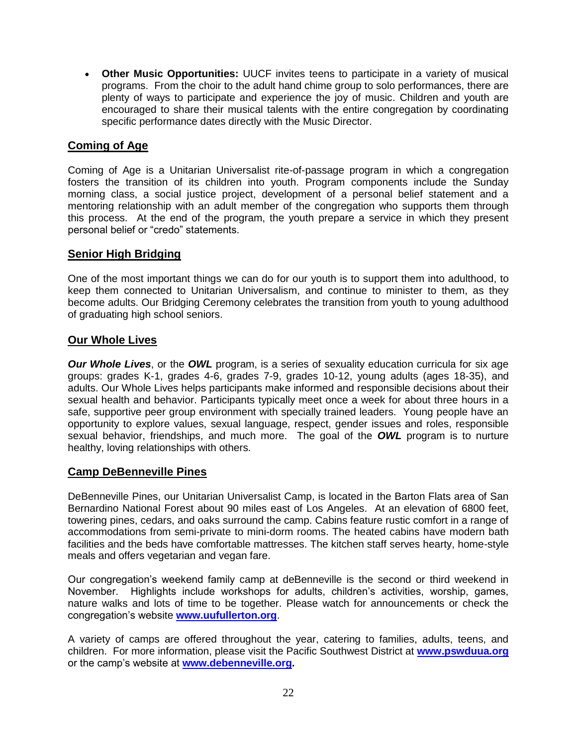- **Other Music Opportunities:** UUCF invites teens to participate in a variety of musical programs. From the choir to the adult hand chime group to solo performances, there are plenty of ways to participate and experience the joy of music. Children and youth are encouraged to share their musical talents with the entire congregation by coordinating specific performance dates directly with the Music Director.

## Coming of Age

Coming of Age is a Unitarian Universalist rite-of-passage program in which a congregation fosters the transition of its children into youth. Program components include the Sunday morning class, a social justice project, development of a personal belief statement and a mentoring relationship with an adult member of the congregation who supports them through this process. At the end of the program, the youth prepare a service in which they present personal belief or "credo" statements.

## Senior High Bridging

One of the most important things we can do for our youth is to support them into adulthood, to keep them connected to Unitarian Universalism, and continue to minister to them, as they become adults. Our Bridging Ceremony celebrates the transition from youth to young adulthood of graduating high school seniors.

## Our Whole Lives

***Our Whole Lives***, or the ***OWL*** program, is a series of sexuality education curricula for six age groups: grades K-1, grades 4-6, grades 7-9, grades 10-12, young adults (ages 18-35), and adults. Our Whole Lives helps participants make informed and responsible decisions about their sexual health and behavior. Participants typically meet once a week for about three hours in a safe, supportive peer group environment with specially trained leaders. Young people have an opportunity to explore values, sexual language, respect, gender issues and roles, responsible sexual behavior, friendships, and much more. The goal of the ***OWL*** program is to nurture healthy, loving relationships with others.

## Camp DeBenneville Pines

DeBenneville Pines, our Unitarian Universalist Camp, is located in the Barton Flats area of San Bernardino National Forest about 90 miles east of Los Angeles. At an elevation of 6800 feet, towering pines, cedars, and oaks surround the camp. Cabins feature rustic comfort in a range of accommodations from semi-private to mini-dorm rooms. The heated cabins have modern bath facilities and the beds have comfortable mattresses. The kitchen staff serves hearty, home-style meals and offers vegetarian and vegan fare.

Our congregation's weekend family camp at deBenneville is the second or third weekend in November. Highlights include workshops for adults, children's activities, worship, games, nature walks and lots of time to be together. Please watch for announcements or check the congregation's website **www.uufullerton.org**.

A variety of camps are offered throughout the year, catering to families, adults, teens, and children. For more information, please visit the Pacific Southwest District at **www.pswduua.org** or the camp's website at **www.debenneville.org.**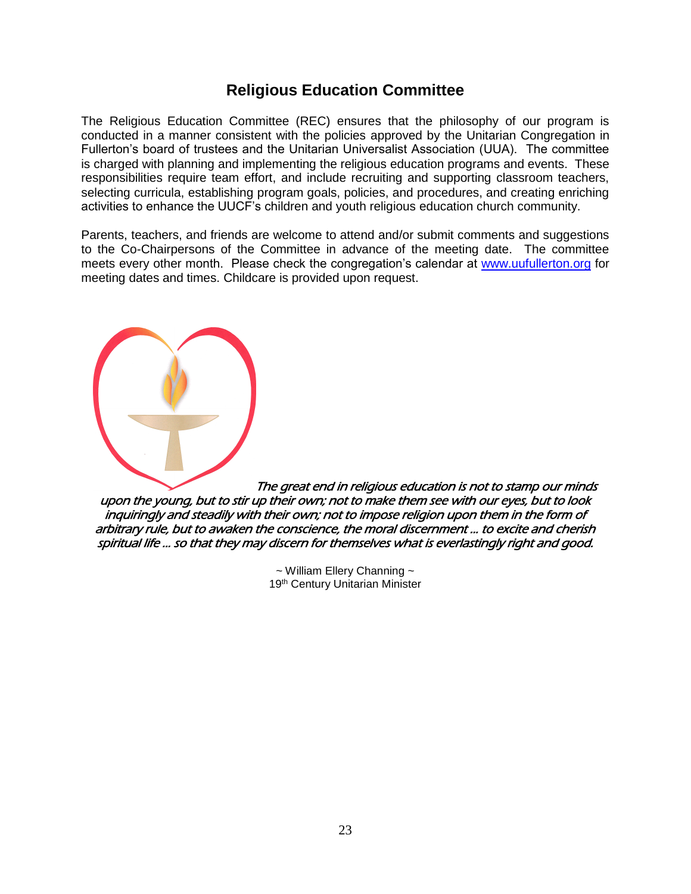## Religious Education Committee

The Religious Education Committee (REC) ensures that the philosophy of our program is conducted in a manner consistent with the policies approved by the Unitarian Congregation in Fullerton's board of trustees and the Unitarian Universalist Association (UUA). The committee is charged with planning and implementing the religious education programs and events. These responsibilities require team effort, and include recruiting and supporting classroom teachers, selecting curricula, establishing program goals, policies, and procedures, and creating enriching activities to enhance the UUCF's children and youth religious education church community.

Parents, teachers, and friends are welcome to attend and/or submit comments and suggestions to the Co-Chairpersons of the Committee in advance of the meeting date. The committee meets every other month. Please check the congregation's calendar at [www.uufullerton.org](http://www.uufullerton.org) for meeting dates and times. Childcare is provided upon request.

*The great end in religious education is not to stamp our minds upon the young, but to stir up their own; not to make them see with our eyes, but to look inquiringly and steadily with their own; not to impose religion upon them in the form of arbitrary rule, but to awaken the conscience, the moral discernment … to excite and cherish spiritual life … so that they may discern for themselves what is everlastingly right and good.*

~ William Ellery Channing ~
19th Century Unitarian Minister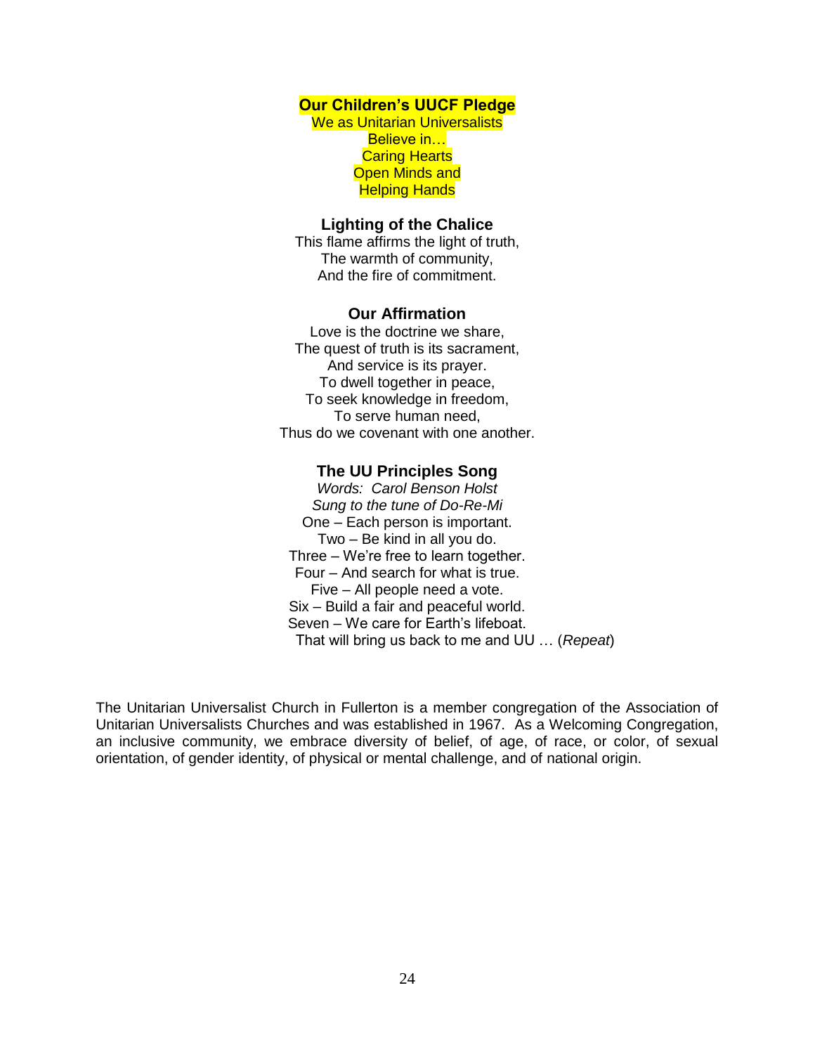**Our Children's UUCF Pledge**

We as Unitarian Universalists  
Believe in…  
Caring Hearts  
Open Minds and  
Helping Hands

**Lighting of the Chalice**

This flame affirms the light of truth,  
The warmth of community,  
And the fire of commitment.

**Our Affirmation**

Love is the doctrine we share,  
The quest of truth is its sacrament,  
And service is its prayer.  
To dwell together in peace,  
To seek knowledge in freedom,  
To serve human need,  
Thus do we covenant with one another.

**The UU Principles Song**

*Words: Carol Benson Holst*  
*Sung to the tune of Do-Re-Mi*  
One – Each person is important.  
Two – Be kind in all you do.  
Three – We're free to learn together.  
Four – And search for what is true.  
Five – All people need a vote.  
Six – Build a fair and peaceful world.  
Seven – We care for Earth's lifeboat.  
That will bring us back to me and UU … (*Repeat*)

The Unitarian Universalist Church in Fullerton is a member congregation of the Association of Unitarian Universalists Churches and was established in 1967. As a Welcoming Congregation, an inclusive community, we embrace diversity of belief, of age, of race, or color, of sexual orientation, of gender identity, of physical or mental challenge, and of national origin.